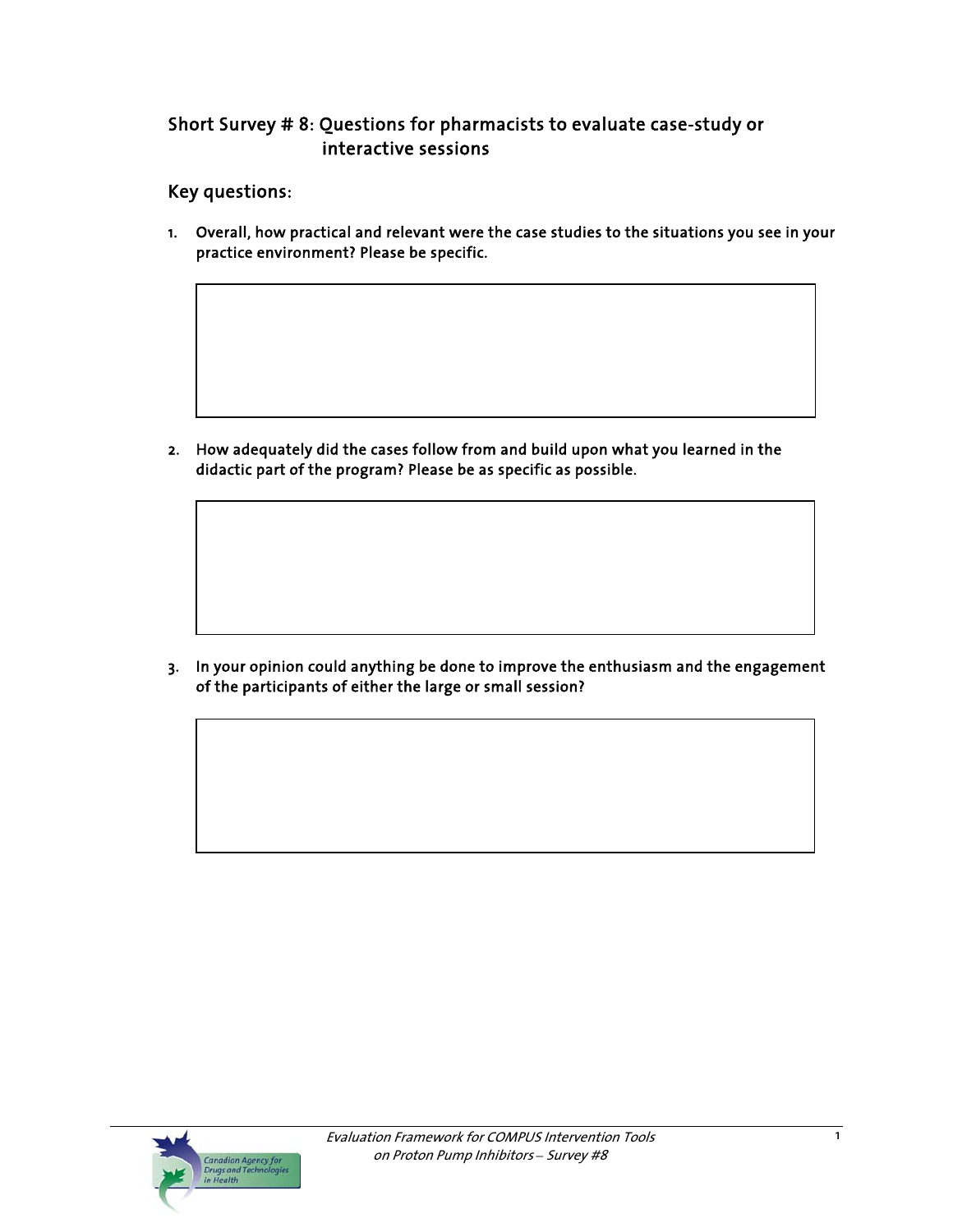## Short Survey # 8: Questions for pharmacists to evaluate case-study or interactive sessions

### Key questions:

1. Overall, how practical and relevant were the case studies to the situations you see in your practice environment? Please be specific.

2. How adequately did the cases follow from and build upon what you learned in the didactic part of the program? Please be as specific as possible.

3. In your opinion could anything be done to improve the enthusiasm and the engagement of the participants of either the large or small session?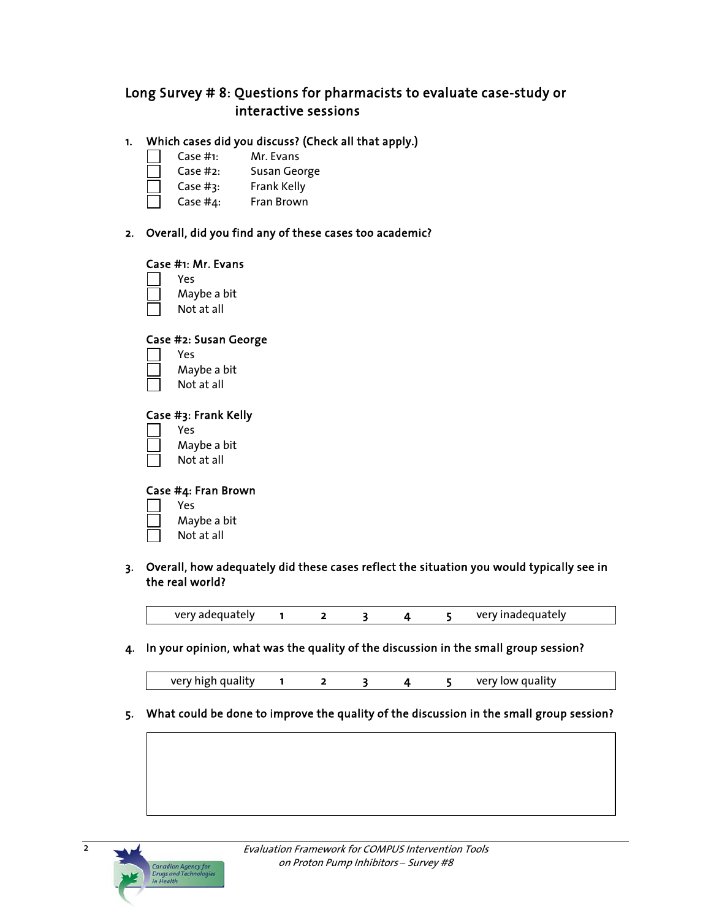## Long Survey # 8: Questions for pharmacists to evaluate case-study or interactive sessions

1. **Which cases did you discuss? (Check all that apply.)**
   - ☐ Case #1: Mr. Evans
   - ☐ Case #2: Susan George
   - ☐ Case #3: Frank Kelly
   - ☐ Case #4: Fran Brown

2. **Overall, did you find any of these cases too academic?**

   **Case #1: Mr. Evans**
   - ☐ Yes
   - ☐ Maybe a bit
   - ☐ Not at all

   **Case #2: Susan George**
   - ☐ Yes
   - ☐ Maybe a bit
   - ☐ Not at all

   **Case #3: Frank Kelly**
   - ☐ Yes
   - ☐ Maybe a bit
   - ☐ Not at all

   **Case #4: Fran Brown**
   - ☐ Yes
   - ☐ Maybe a bit
   - ☐ Not at all

3. **Overall, how adequately did these cases reflect the situation you would typically see in the real world?**

| very adequately | 1 | 2 | 3 | 4 | 5 | very inadequately |
|---|---|---|---|---|---|---|

4. **In your opinion, what was the quality of the discussion in the small group session?**

| very high quality | 1 | 2 | 3 | 4 | 5 | very low quality |
|---|---|---|---|---|---|---|

5. **What could be done to improve the quality of the discussion in the small group session?**

|   |
|---|
|   |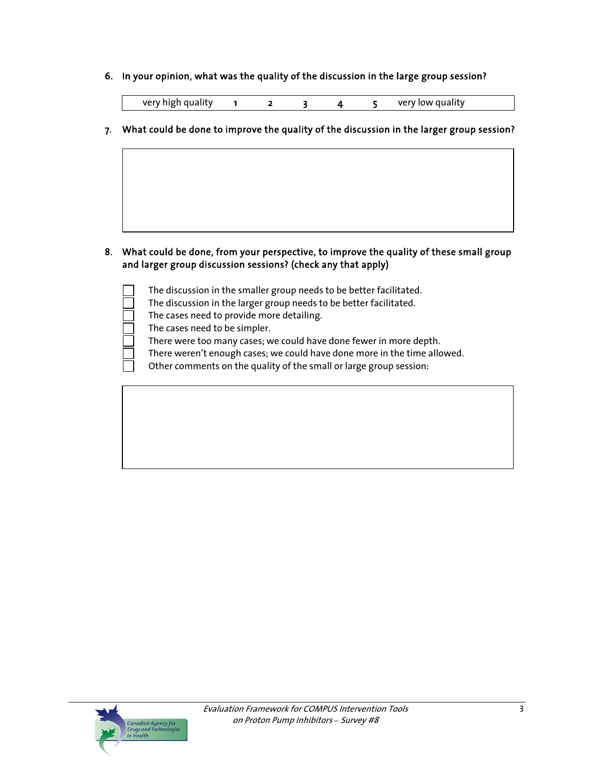6. **In your opinion, what was the quality of the discussion in the large group session?**

| very high quality | 1 | 2 | 3 | 4 | 5 | very low quality |
|---|---|---|---|---|---|---|

7. **What could be done to improve the quality of the discussion in the larger group session?**

| |
|---|
| |

8. **What could be done, from your perspective, to improve the quality of these small group and larger group discussion sessions? (check any that apply)**

- ☐ The discussion in the smaller group needs to be better facilitated.
- ☐ The discussion in the larger group needs to be better facilitated.
- ☐ The cases need to provide more detailing.
- ☐ The cases need to be simpler.
- ☐ There were too many cases; we could have done fewer in more depth.
- ☐ There weren't enough cases; we could have done more in the time allowed.
- ☐ Other comments on the quality of the small or large group session:

| |
|---|
| |